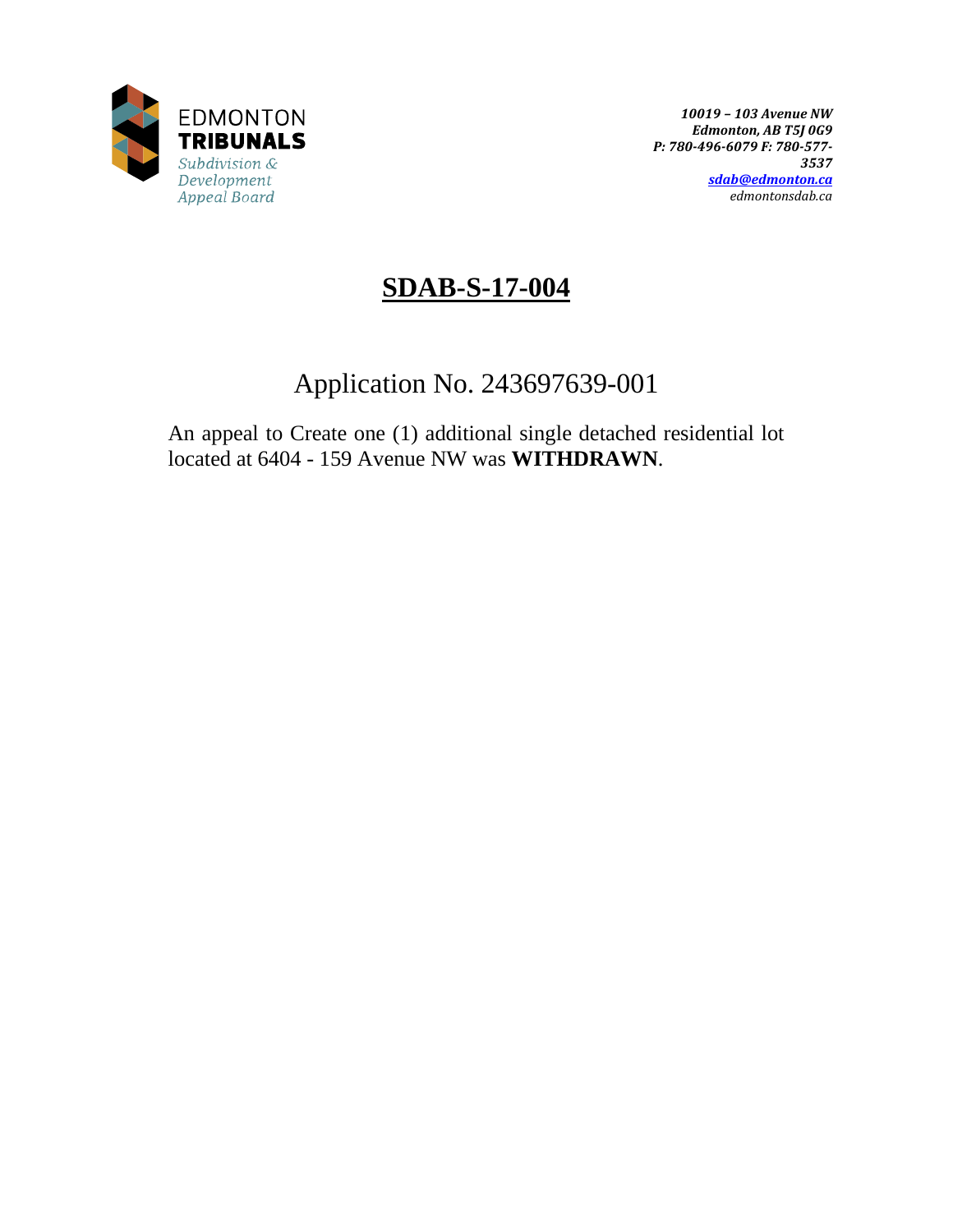EDMONTON
**TRIBUNALS**
*Subdivision & Development Appeal Board*

*10019 – 103 Avenue NW*
*Edmonton, AB T5J 0G9*
*P: 780-496-6079 F: 780-577-3537*
*sdab@edmonton.ca*
*edmontonsdab.ca*

# SDAB-S-17-004

## Application No. 243697639-001

An appeal to Create one (1) additional single detached residential lot located at 6404 - 159 Avenue NW was **WITHDRAWN**.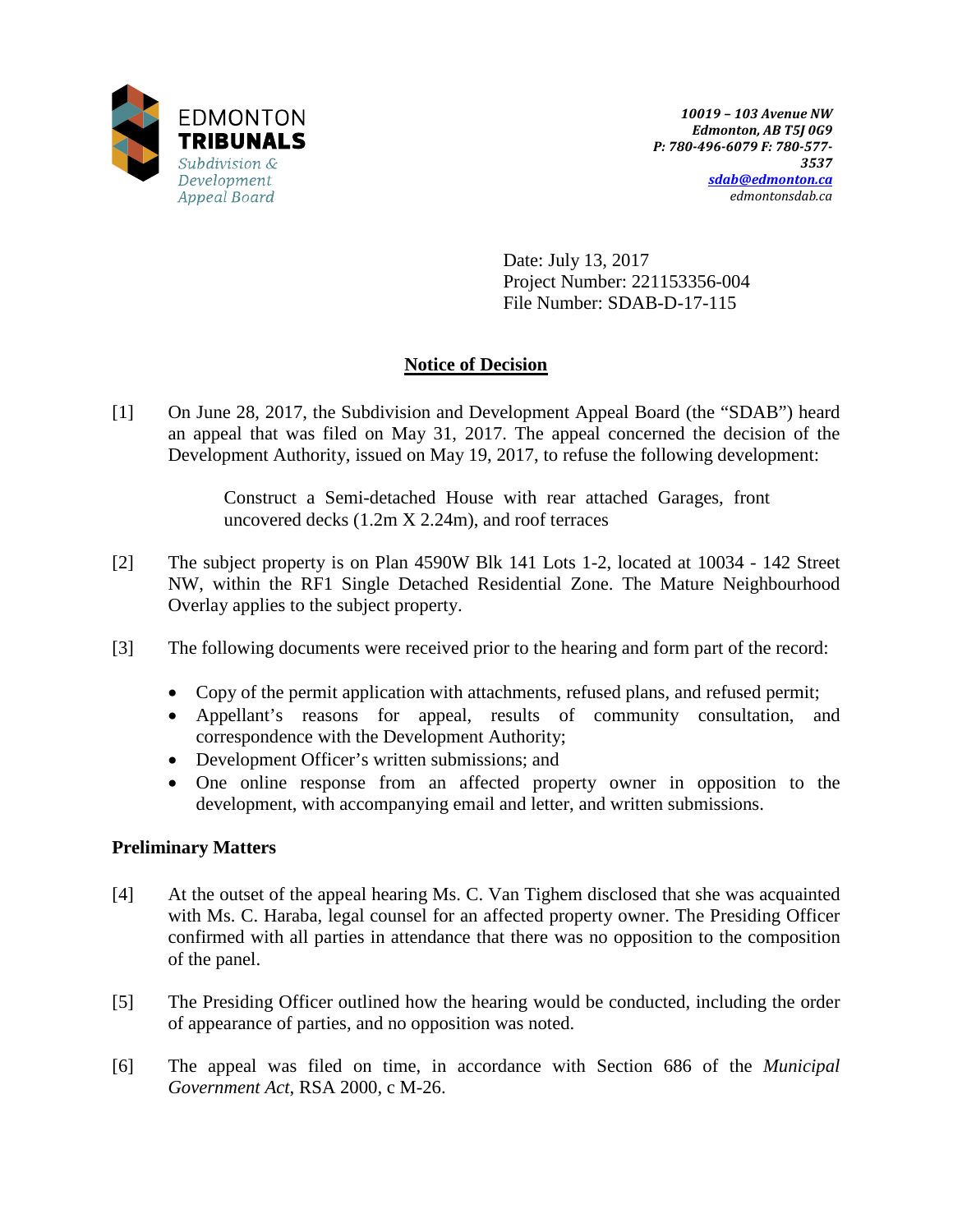10019 – 103 Avenue NW
Edmonton, AB T5J 0G9
P: 780-496-6079 F: 780-577-3537
sdab@edmonton.ca
edmontonsdab.ca

Date: July 13, 2017
Project Number: 221153356-004
File Number: SDAB-D-17-115

## Notice of Decision

[1] On June 28, 2017, the Subdivision and Development Appeal Board (the "SDAB") heard an appeal that was filed on May 31, 2017. The appeal concerned the decision of the Development Authority, issued on May 19, 2017, to refuse the following development:

> Construct a Semi-detached House with rear attached Garages, front uncovered decks (1.2m X 2.24m), and roof terraces

[2] The subject property is on Plan 4590W Blk 141 Lots 1-2, located at 10034 - 142 Street NW, within the RF1 Single Detached Residential Zone. The Mature Neighbourhood Overlay applies to the subject property.

[3] The following documents were received prior to the hearing and form part of the record:

- Copy of the permit application with attachments, refused plans, and refused permit;
- Appellant's reasons for appeal, results of community consultation, and correspondence with the Development Authority;
- Development Officer's written submissions; and
- One online response from an affected property owner in opposition to the development, with accompanying email and letter, and written submissions.

### Preliminary Matters

[4] At the outset of the appeal hearing Ms. C. Van Tighem disclosed that she was acquainted with Ms. C. Haraba, legal counsel for an affected property owner. The Presiding Officer confirmed with all parties in attendance that there was no opposition to the composition of the panel.

[5] The Presiding Officer outlined how the hearing would be conducted, including the order of appearance of parties, and no opposition was noted.

[6] The appeal was filed on time, in accordance with Section 686 of the *Municipal Government Act*, RSA 2000, c M-26.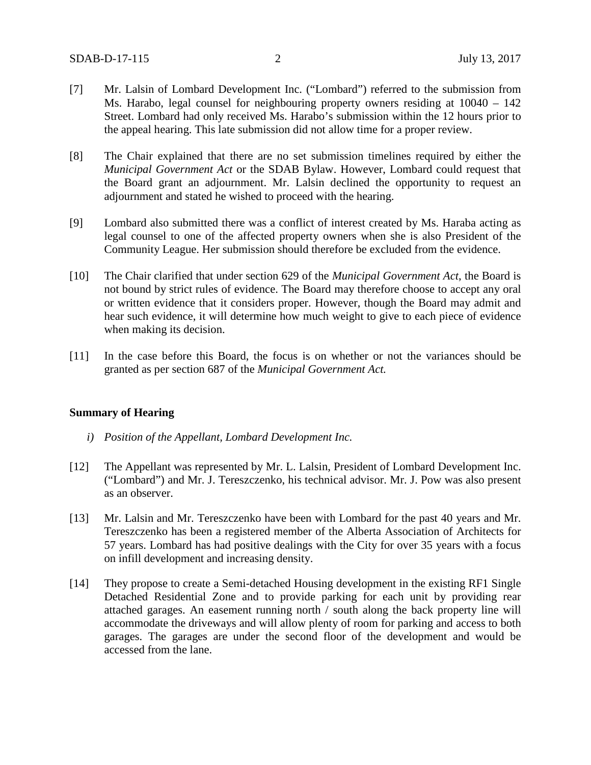[7] Mr. Lalsin of Lombard Development Inc. ("Lombard") referred to the submission from Ms. Harabo, legal counsel for neighbouring property owners residing at 10040 – 142 Street. Lombard had only received Ms. Harabo's submission within the 12 hours prior to the appeal hearing. This late submission did not allow time for a proper review.

[8] The Chair explained that there are no set submission timelines required by either the *Municipal Government Act* or the SDAB Bylaw. However, Lombard could request that the Board grant an adjournment. Mr. Lalsin declined the opportunity to request an adjournment and stated he wished to proceed with the hearing.

[9] Lombard also submitted there was a conflict of interest created by Ms. Haraba acting as legal counsel to one of the affected property owners when she is also President of the Community League. Her submission should therefore be excluded from the evidence.

[10] The Chair clarified that under section 629 of the *Municipal Government Act*, the Board is not bound by strict rules of evidence. The Board may therefore choose to accept any oral or written evidence that it considers proper. However, though the Board may admit and hear such evidence, it will determine how much weight to give to each piece of evidence when making its decision.

[11] In the case before this Board, the focus is on whether or not the variances should be granted as per section 687 of the *Municipal Government Act.*

## Summary of Hearing

*i) Position of the Appellant, Lombard Development Inc.*

[12] The Appellant was represented by Mr. L. Lalsin, President of Lombard Development Inc. ("Lombard") and Mr. J. Tereszczenko, his technical advisor. Mr. J. Pow was also present as an observer.

[13] Mr. Lalsin and Mr. Tereszczenko have been with Lombard for the past 40 years and Mr. Tereszczenko has been a registered member of the Alberta Association of Architects for 57 years. Lombard has had positive dealings with the City for over 35 years with a focus on infill development and increasing density.

[14] They propose to create a Semi-detached Housing development in the existing RF1 Single Detached Residential Zone and to provide parking for each unit by providing rear attached garages. An easement running north / south along the back property line will accommodate the driveways and will allow plenty of room for parking and access to both garages. The garages are under the second floor of the development and would be accessed from the lane.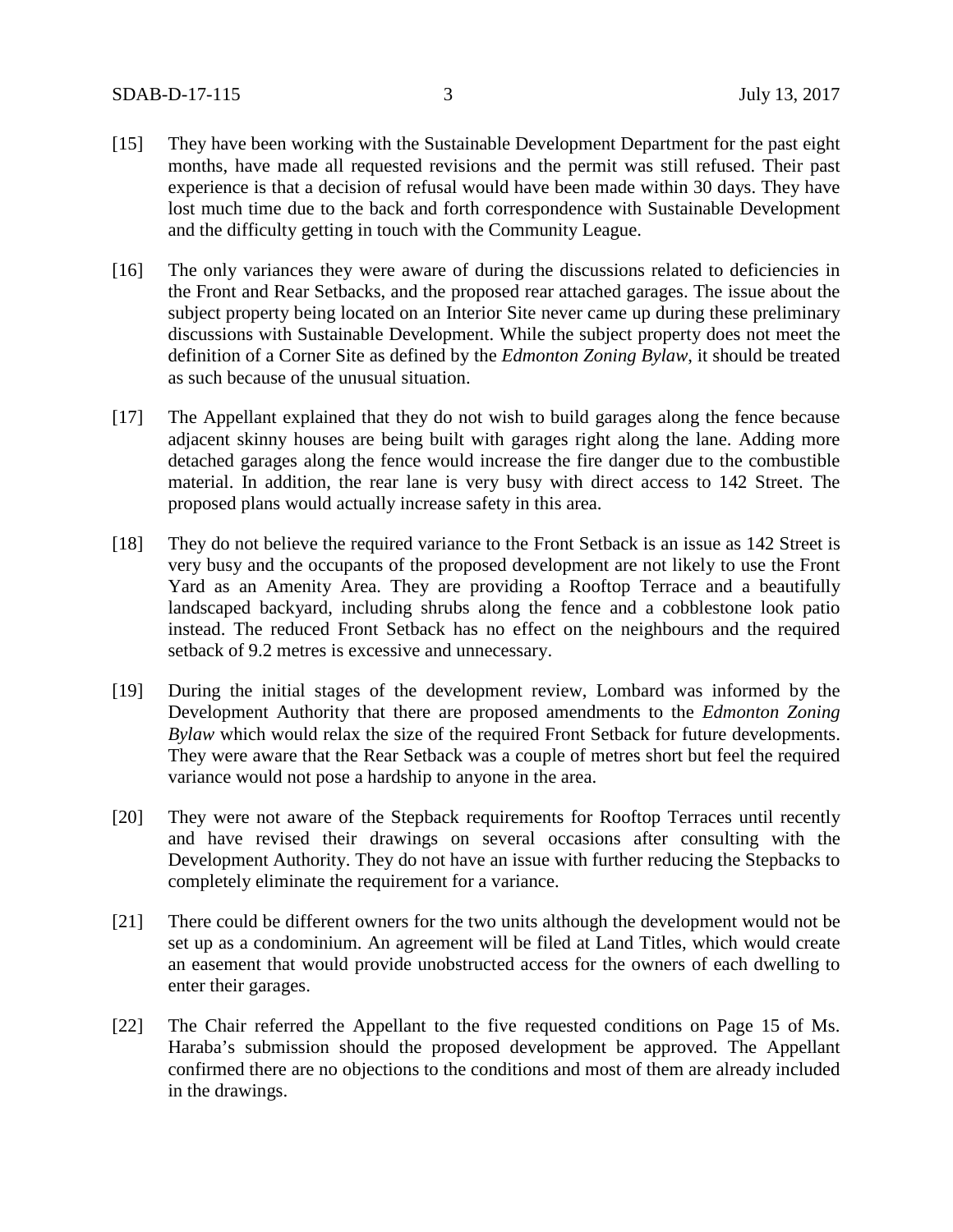[15] They have been working with the Sustainable Development Department for the past eight months, have made all requested revisions and the permit was still refused. Their past experience is that a decision of refusal would have been made within 30 days. They have lost much time due to the back and forth correspondence with Sustainable Development and the difficulty getting in touch with the Community League.

[16] The only variances they were aware of during the discussions related to deficiencies in the Front and Rear Setbacks, and the proposed rear attached garages. The issue about the subject property being located on an Interior Site never came up during these preliminary discussions with Sustainable Development. While the subject property does not meet the definition of a Corner Site as defined by the *Edmonton Zoning Bylaw*, it should be treated as such because of the unusual situation.

[17] The Appellant explained that they do not wish to build garages along the fence because adjacent skinny houses are being built with garages right along the lane. Adding more detached garages along the fence would increase the fire danger due to the combustible material. In addition, the rear lane is very busy with direct access to 142 Street. The proposed plans would actually increase safety in this area.

[18] They do not believe the required variance to the Front Setback is an issue as 142 Street is very busy and the occupants of the proposed development are not likely to use the Front Yard as an Amenity Area. They are providing a Rooftop Terrace and a beautifully landscaped backyard, including shrubs along the fence and a cobblestone look patio instead. The reduced Front Setback has no effect on the neighbours and the required setback of 9.2 metres is excessive and unnecessary.

[19] During the initial stages of the development review, Lombard was informed by the Development Authority that there are proposed amendments to the *Edmonton Zoning Bylaw* which would relax the size of the required Front Setback for future developments. They were aware that the Rear Setback was a couple of metres short but feel the required variance would not pose a hardship to anyone in the area.

[20] They were not aware of the Stepback requirements for Rooftop Terraces until recently and have revised their drawings on several occasions after consulting with the Development Authority. They do not have an issue with further reducing the Stepbacks to completely eliminate the requirement for a variance.

[21] There could be different owners for the two units although the development would not be set up as a condominium. An agreement will be filed at Land Titles, which would create an easement that would provide unobstructed access for the owners of each dwelling to enter their garages.

[22] The Chair referred the Appellant to the five requested conditions on Page 15 of Ms. Haraba's submission should the proposed development be approved. The Appellant confirmed there are no objections to the conditions and most of them are already included in the drawings.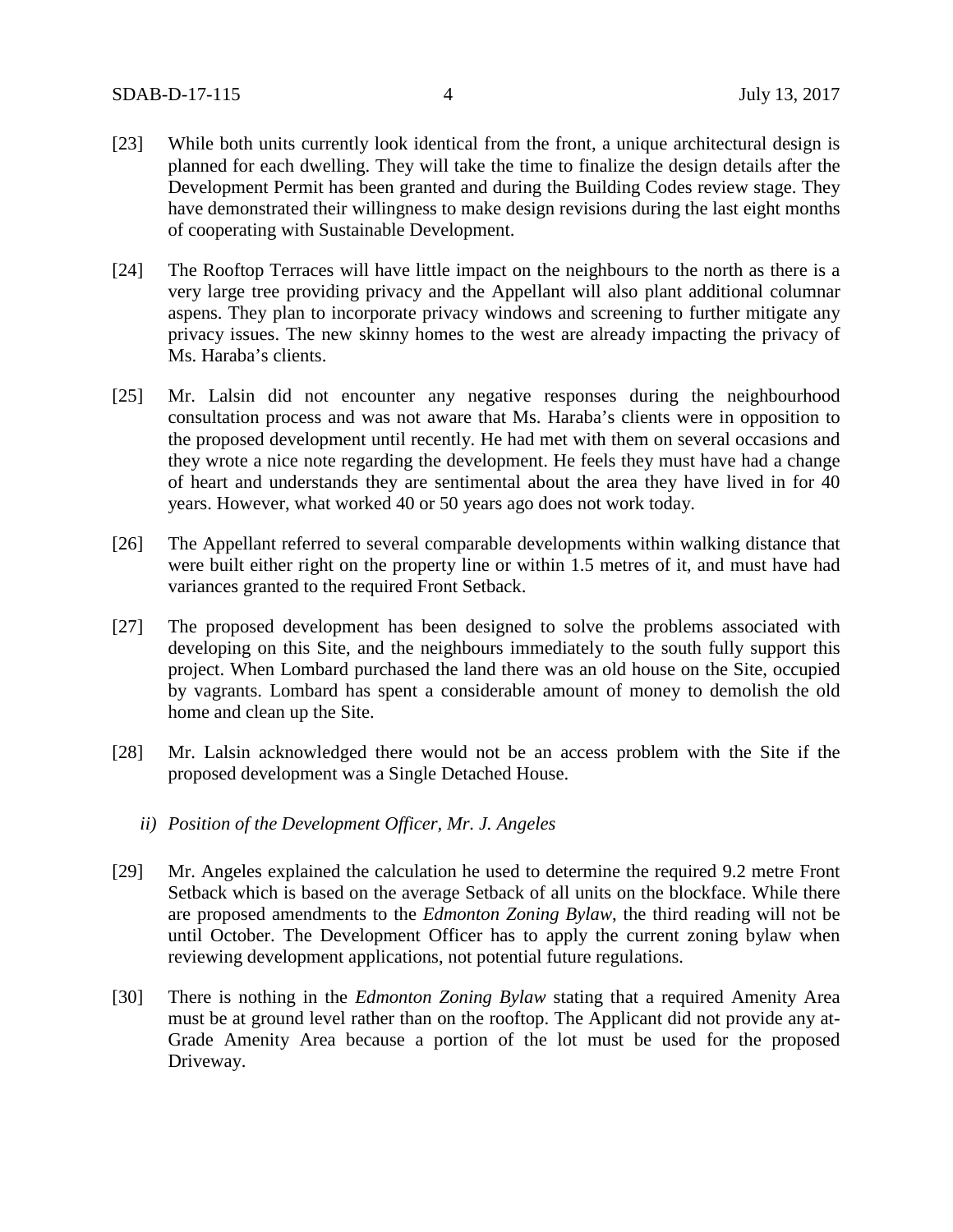[23] While both units currently look identical from the front, a unique architectural design is planned for each dwelling. They will take the time to finalize the design details after the Development Permit has been granted and during the Building Codes review stage. They have demonstrated their willingness to make design revisions during the last eight months of cooperating with Sustainable Development.

[24] The Rooftop Terraces will have little impact on the neighbours to the north as there is a very large tree providing privacy and the Appellant will also plant additional columnar aspens. They plan to incorporate privacy windows and screening to further mitigate any privacy issues. The new skinny homes to the west are already impacting the privacy of Ms. Haraba's clients.

[25] Mr. Lalsin did not encounter any negative responses during the neighbourhood consultation process and was not aware that Ms. Haraba's clients were in opposition to the proposed development until recently. He had met with them on several occasions and they wrote a nice note regarding the development. He feels they must have had a change of heart and understands they are sentimental about the area they have lived in for 40 years. However, what worked 40 or 50 years ago does not work today.

[26] The Appellant referred to several comparable developments within walking distance that were built either right on the property line or within 1.5 metres of it, and must have had variances granted to the required Front Setback.

[27] The proposed development has been designed to solve the problems associated with developing on this Site, and the neighbours immediately to the south fully support this project. When Lombard purchased the land there was an old house on the Site, occupied by vagrants. Lombard has spent a considerable amount of money to demolish the old home and clean up the Site.

[28] Mr. Lalsin acknowledged there would not be an access problem with the Site if the proposed development was a Single Detached House.

*ii) Position of the Development Officer, Mr. J. Angeles*

[29] Mr. Angeles explained the calculation he used to determine the required 9.2 metre Front Setback which is based on the average Setback of all units on the blockface. While there are proposed amendments to the *Edmonton Zoning Bylaw*, the third reading will not be until October. The Development Officer has to apply the current zoning bylaw when reviewing development applications, not potential future regulations.

[30] There is nothing in the *Edmonton Zoning Bylaw* stating that a required Amenity Area must be at ground level rather than on the rooftop. The Applicant did not provide any at-Grade Amenity Area because a portion of the lot must be used for the proposed Driveway.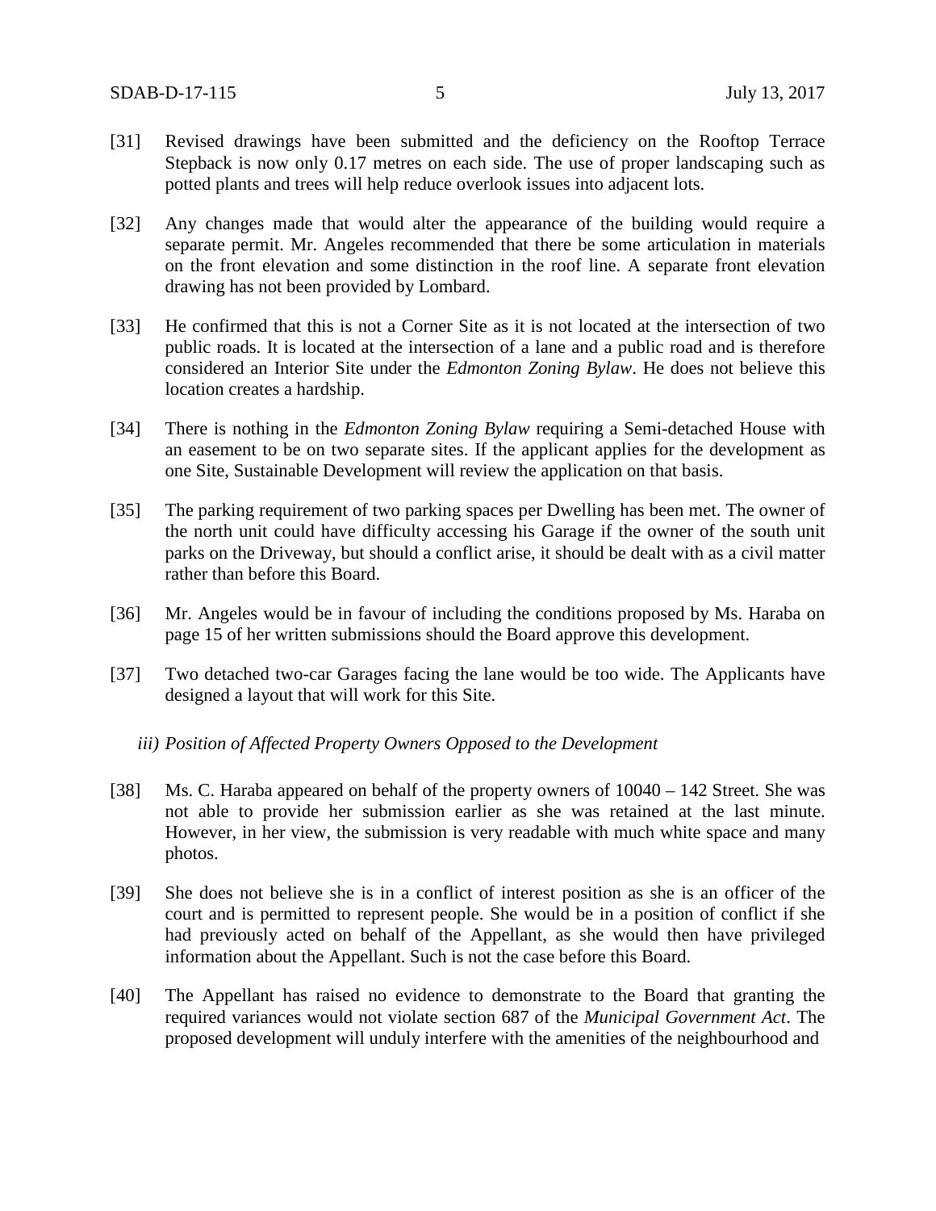[31] Revised drawings have been submitted and the deficiency on the Rooftop Terrace Stepback is now only 0.17 metres on each side. The use of proper landscaping such as potted plants and trees will help reduce overlook issues into adjacent lots.

[32] Any changes made that would alter the appearance of the building would require a separate permit. Mr. Angeles recommended that there be some articulation in materials on the front elevation and some distinction in the roof line. A separate front elevation drawing has not been provided by Lombard.

[33] He confirmed that this is not a Corner Site as it is not located at the intersection of two public roads. It is located at the intersection of a lane and a public road and is therefore considered an Interior Site under the *Edmonton Zoning Bylaw*. He does not believe this location creates a hardship.

[34] There is nothing in the *Edmonton Zoning Bylaw* requiring a Semi-detached House with an easement to be on two separate sites. If the applicant applies for the development as one Site, Sustainable Development will review the application on that basis.

[35] The parking requirement of two parking spaces per Dwelling has been met. The owner of the north unit could have difficulty accessing his Garage if the owner of the south unit parks on the Driveway, but should a conflict arise, it should be dealt with as a civil matter rather than before this Board.

[36] Mr. Angeles would be in favour of including the conditions proposed by Ms. Haraba on page 15 of her written submissions should the Board approve this development.

[37] Two detached two-car Garages facing the lane would be too wide. The Applicants have designed a layout that will work for this Site.

*iii) Position of Affected Property Owners Opposed to the Development*

[38] Ms. C. Haraba appeared on behalf of the property owners of 10040 – 142 Street. She was not able to provide her submission earlier as she was retained at the last minute. However, in her view, the submission is very readable with much white space and many photos.

[39] She does not believe she is in a conflict of interest position as she is an officer of the court and is permitted to represent people. She would be in a position of conflict if she had previously acted on behalf of the Appellant, as she would then have privileged information about the Appellant. Such is not the case before this Board.

[40] The Appellant has raised no evidence to demonstrate to the Board that granting the required variances would not violate section 687 of the *Municipal Government Act*. The proposed development will unduly interfere with the amenities of the neighbourhood and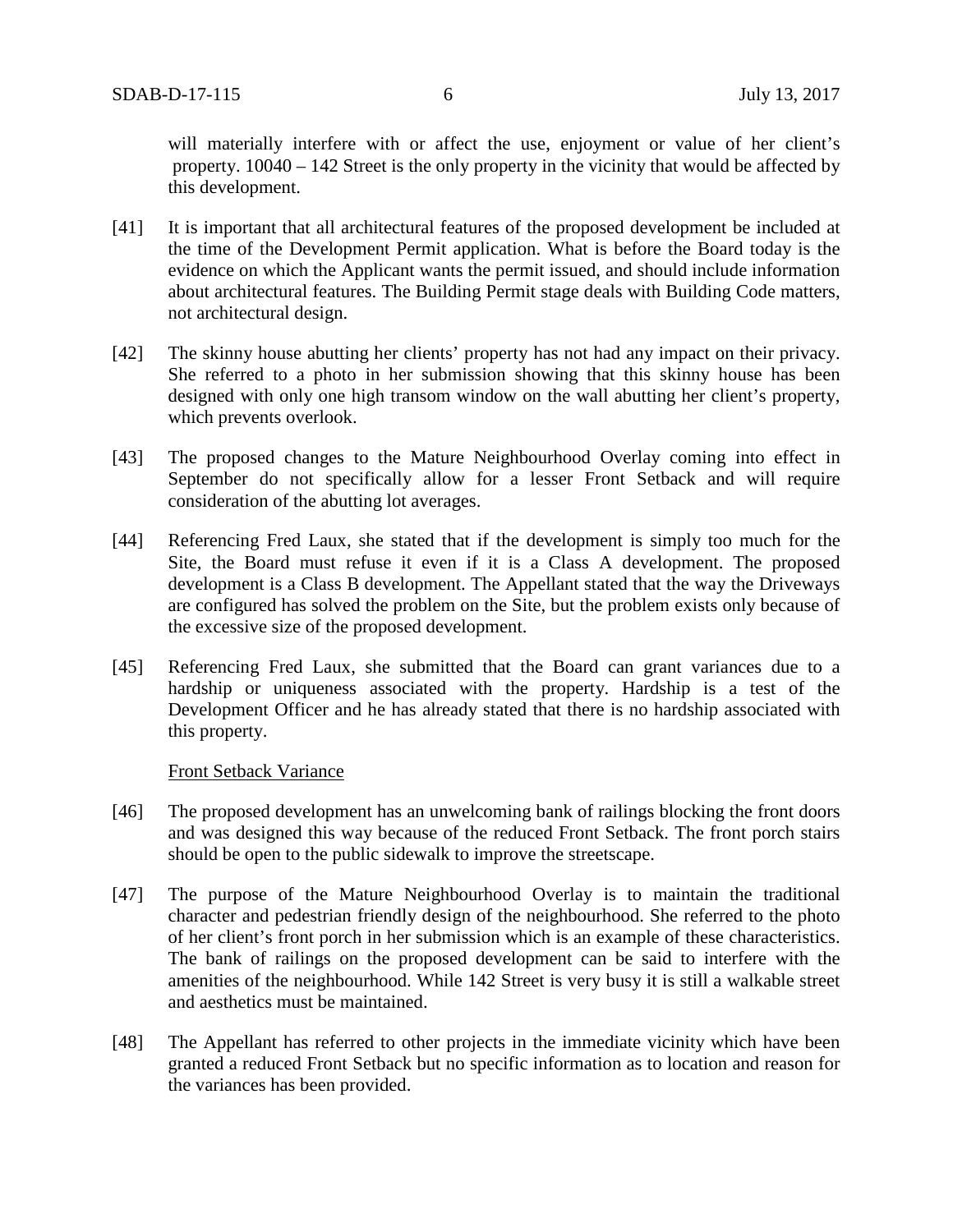will materially interfere with or affect the use, enjoyment or value of her client's property. 10040 – 142 Street is the only property in the vicinity that would be affected by this development.

[41] It is important that all architectural features of the proposed development be included at the time of the Development Permit application. What is before the Board today is the evidence on which the Applicant wants the permit issued, and should include information about architectural features. The Building Permit stage deals with Building Code matters, not architectural design.

[42] The skinny house abutting her clients' property has not had any impact on their privacy. She referred to a photo in her submission showing that this skinny house has been designed with only one high transom window on the wall abutting her client's property, which prevents overlook.

[43] The proposed changes to the Mature Neighbourhood Overlay coming into effect in September do not specifically allow for a lesser Front Setback and will require consideration of the abutting lot averages.

[44] Referencing Fred Laux, she stated that if the development is simply too much for the Site, the Board must refuse it even if it is a Class A development. The proposed development is a Class B development. The Appellant stated that the way the Driveways are configured has solved the problem on the Site, but the problem exists only because of the excessive size of the proposed development.

[45] Referencing Fred Laux, she submitted that the Board can grant variances due to a hardship or uniqueness associated with the property. Hardship is a test of the Development Officer and he has already stated that there is no hardship associated with this property.

Front Setback Variance

[46] The proposed development has an unwelcoming bank of railings blocking the front doors and was designed this way because of the reduced Front Setback. The front porch stairs should be open to the public sidewalk to improve the streetscape.

[47] The purpose of the Mature Neighbourhood Overlay is to maintain the traditional character and pedestrian friendly design of the neighbourhood. She referred to the photo of her client's front porch in her submission which is an example of these characteristics. The bank of railings on the proposed development can be said to interfere with the amenities of the neighbourhood. While 142 Street is very busy it is still a walkable street and aesthetics must be maintained.

[48] The Appellant has referred to other projects in the immediate vicinity which have been granted a reduced Front Setback but no specific information as to location and reason for the variances has been provided.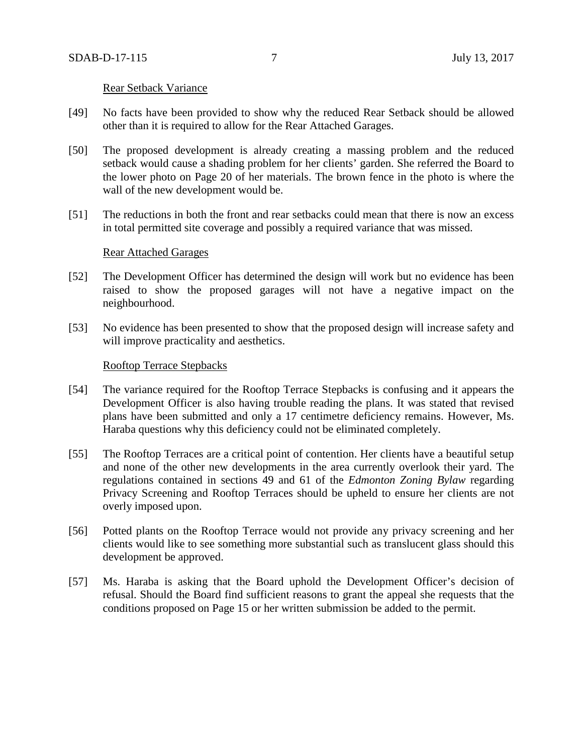Rear Setback Variance

[49] No facts have been provided to show why the reduced Rear Setback should be allowed other than it is required to allow for the Rear Attached Garages.

[50] The proposed development is already creating a massing problem and the reduced setback would cause a shading problem for her clients' garden. She referred the Board to the lower photo on Page 20 of her materials. The brown fence in the photo is where the wall of the new development would be.

[51] The reductions in both the front and rear setbacks could mean that there is now an excess in total permitted site coverage and possibly a required variance that was missed.

Rear Attached Garages

[52] The Development Officer has determined the design will work but no evidence has been raised to show the proposed garages will not have a negative impact on the neighbourhood.

[53] No evidence has been presented to show that the proposed design will increase safety and will improve practicality and aesthetics.

Rooftop Terrace Stepbacks

[54] The variance required for the Rooftop Terrace Stepbacks is confusing and it appears the Development Officer is also having trouble reading the plans. It was stated that revised plans have been submitted and only a 17 centimetre deficiency remains. However, Ms. Haraba questions why this deficiency could not be eliminated completely.

[55] The Rooftop Terraces are a critical point of contention. Her clients have a beautiful setup and none of the other new developments in the area currently overlook their yard. The regulations contained in sections 49 and 61 of the *Edmonton Zoning Bylaw* regarding Privacy Screening and Rooftop Terraces should be upheld to ensure her clients are not overly imposed upon.

[56] Potted plants on the Rooftop Terrace would not provide any privacy screening and her clients would like to see something more substantial such as translucent glass should this development be approved.

[57] Ms. Haraba is asking that the Board uphold the Development Officer's decision of refusal. Should the Board find sufficient reasons to grant the appeal she requests that the conditions proposed on Page 15 or her written submission be added to the permit.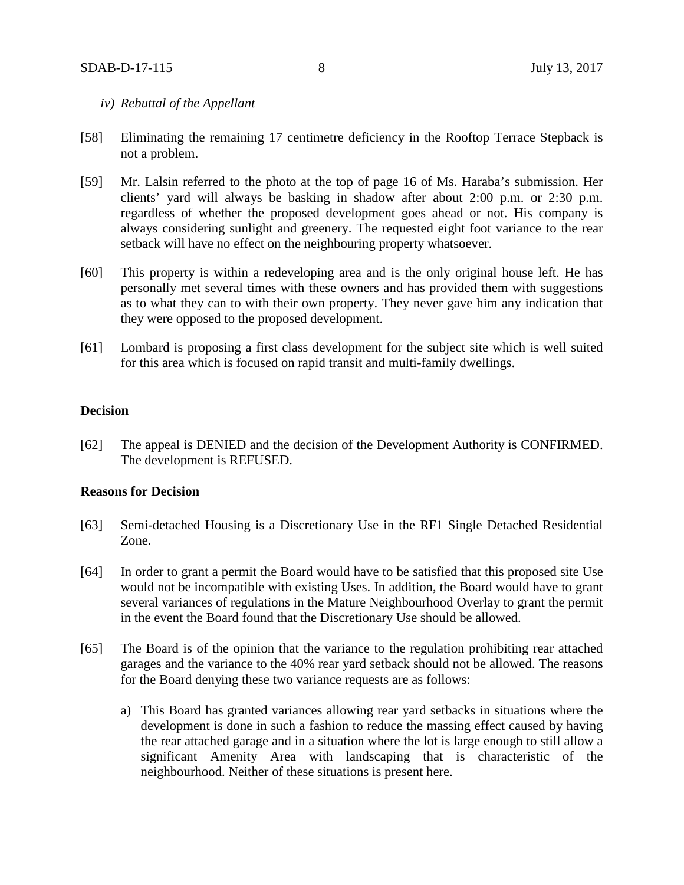*iv) Rebuttal of the Appellant*

[58] Eliminating the remaining 17 centimetre deficiency in the Rooftop Terrace Stepback is not a problem.

[59] Mr. Lalsin referred to the photo at the top of page 16 of Ms. Haraba's submission. Her clients' yard will always be basking in shadow after about 2:00 p.m. or 2:30 p.m. regardless of whether the proposed development goes ahead or not. His company is always considering sunlight and greenery. The requested eight foot variance to the rear setback will have no effect on the neighbouring property whatsoever.

[60] This property is within a redeveloping area and is the only original house left. He has personally met several times with these owners and has provided them with suggestions as to what they can to with their own property. They never gave him any indication that they were opposed to the proposed development.

[61] Lombard is proposing a first class development for the subject site which is well suited for this area which is focused on rapid transit and multi-family dwellings.

**Decision**

[62] The appeal is DENIED and the decision of the Development Authority is CONFIRMED. The development is REFUSED.

**Reasons for Decision**

[63] Semi-detached Housing is a Discretionary Use in the RF1 Single Detached Residential Zone.

[64] In order to grant a permit the Board would have to be satisfied that this proposed site Use would not be incompatible with existing Uses. In addition, the Board would have to grant several variances of regulations in the Mature Neighbourhood Overlay to grant the permit in the event the Board found that the Discretionary Use should be allowed.

[65] The Board is of the opinion that the variance to the regulation prohibiting rear attached garages and the variance to the 40% rear yard setback should not be allowed. The reasons for the Board denying these two variance requests are as follows:

a) This Board has granted variances allowing rear yard setbacks in situations where the development is done in such a fashion to reduce the massing effect caused by having the rear attached garage and in a situation where the lot is large enough to still allow a significant Amenity Area with landscaping that is characteristic of the neighbourhood. Neither of these situations is present here.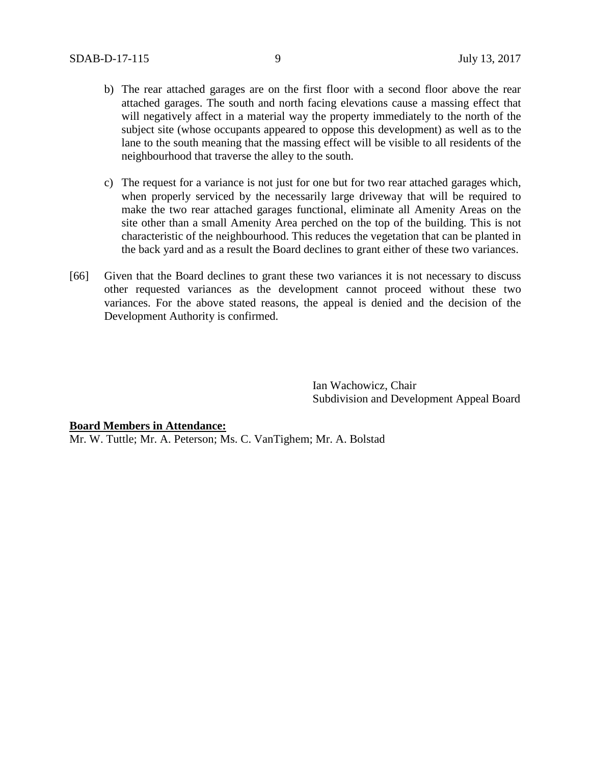b) The rear attached garages are on the first floor with a second floor above the rear attached garages. The south and north facing elevations cause a massing effect that will negatively affect in a material way the property immediately to the north of the subject site (whose occupants appeared to oppose this development) as well as to the lane to the south meaning that the massing effect will be visible to all residents of the neighbourhood that traverse the alley to the south.

c) The request for a variance is not just for one but for two rear attached garages which, when properly serviced by the necessarily large driveway that will be required to make the two rear attached garages functional, eliminate all Amenity Areas on the site other than a small Amenity Area perched on the top of the building. This is not characteristic of the neighbourhood. This reduces the vegetation that can be planted in the back yard and as a result the Board declines to grant either of these two variances.

[66] Given that the Board declines to grant these two variances it is not necessary to discuss other requested variances as the development cannot proceed without these two variances. For the above stated reasons, the appeal is denied and the decision of the Development Authority is confirmed.

Ian Wachowicz, Chair
Subdivision and Development Appeal Board

**Board Members in Attendance:**
Mr. W. Tuttle; Mr. A. Peterson; Ms. C. VanTighem; Mr. A. Bolstad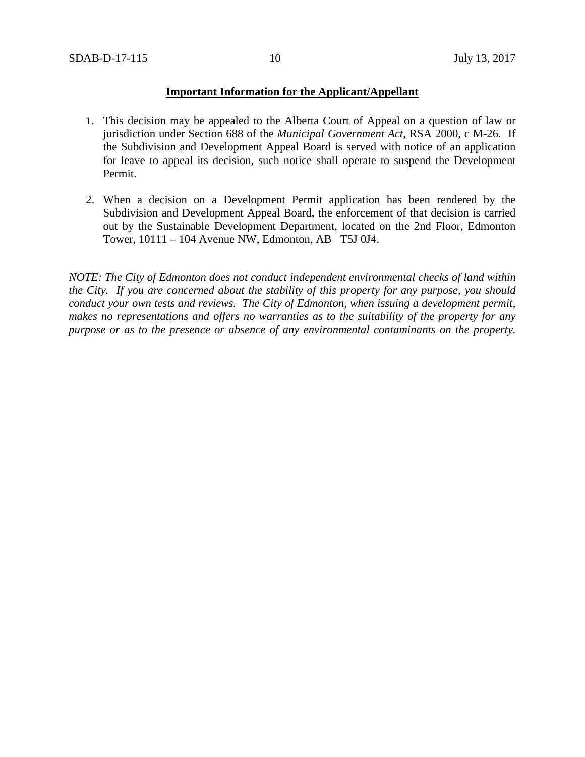**Important Information for the Applicant/Appellant**

1. This decision may be appealed to the Alberta Court of Appeal on a question of law or jurisdiction under Section 688 of the *Municipal Government Act*, RSA 2000, c M-26. If the Subdivision and Development Appeal Board is served with notice of an application for leave to appeal its decision, such notice shall operate to suspend the Development Permit.

2. When a decision on a Development Permit application has been rendered by the Subdivision and Development Appeal Board, the enforcement of that decision is carried out by the Sustainable Development Department, located on the 2nd Floor, Edmonton Tower, 10111 – 104 Avenue NW, Edmonton, AB T5J 0J4.

*NOTE: The City of Edmonton does not conduct independent environmental checks of land within the City. If you are concerned about the stability of this property for any purpose, you should conduct your own tests and reviews. The City of Edmonton, when issuing a development permit, makes no representations and offers no warranties as to the suitability of the property for any purpose or as to the presence or absence of any environmental contaminants on the property.*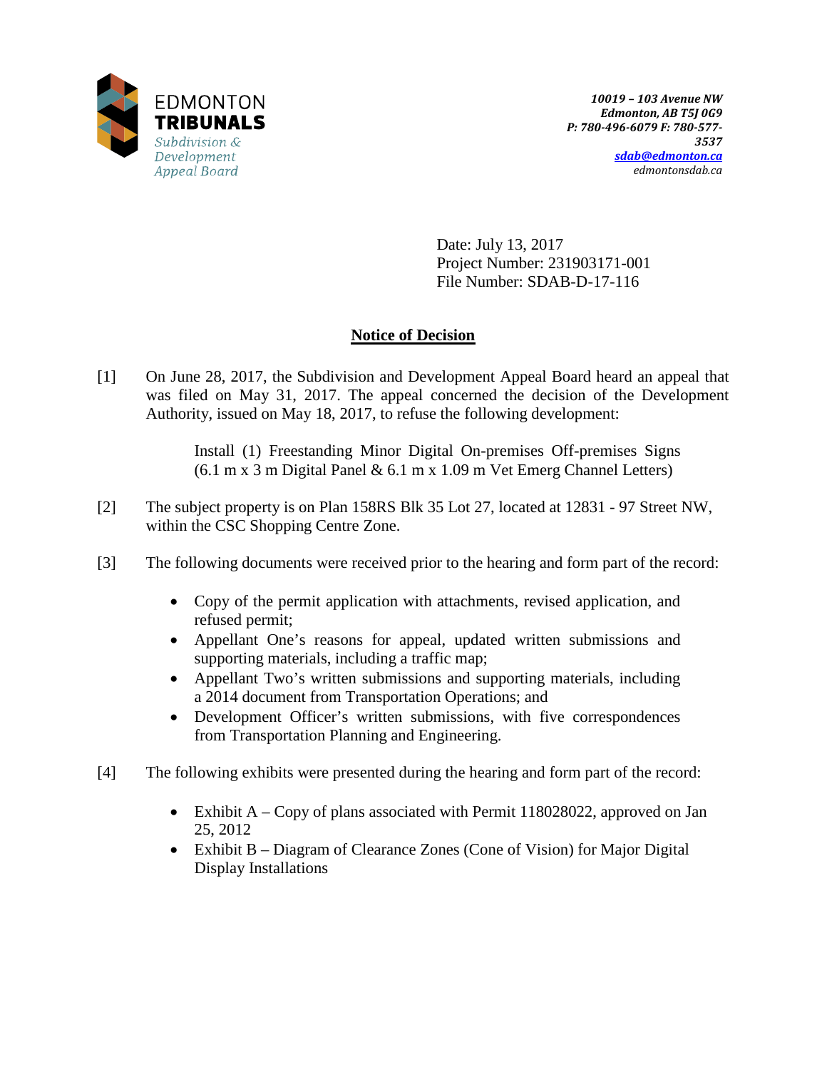EDMONTON **TRIBUNALS**
*Subdivision & Development Appeal Board*

***10019 – 103 Avenue NW***
***Edmonton, AB T5J 0G9***
***P: 780-496-6079 F: 780-577-3537***
***sdab@edmonton.ca***
*edmontonsdab.ca*

Date: July 13, 2017
Project Number: 231903171-001
File Number: SDAB-D-17-116

## Notice of Decision

[1] On June 28, 2017, the Subdivision and Development Appeal Board heard an appeal that was filed on May 31, 2017. The appeal concerned the decision of the Development Authority, issued on May 18, 2017, to refuse the following development:

> Install (1) Freestanding Minor Digital On-premises Off-premises Signs (6.1 m x 3 m Digital Panel & 6.1 m x 1.09 m Vet Emerg Channel Letters)

[2] The subject property is on Plan 158RS Blk 35 Lot 27, located at 12831 - 97 Street NW, within the CSC Shopping Centre Zone.

[3] The following documents were received prior to the hearing and form part of the record:

- Copy of the permit application with attachments, revised application, and refused permit;
- Appellant One's reasons for appeal, updated written submissions and supporting materials, including a traffic map;
- Appellant Two's written submissions and supporting materials, including a 2014 document from Transportation Operations; and
- Development Officer's written submissions, with five correspondences from Transportation Planning and Engineering.

[4] The following exhibits were presented during the hearing and form part of the record:

- Exhibit A – Copy of plans associated with Permit 118028022, approved on Jan 25, 2012
- Exhibit B – Diagram of Clearance Zones (Cone of Vision) for Major Digital Display Installations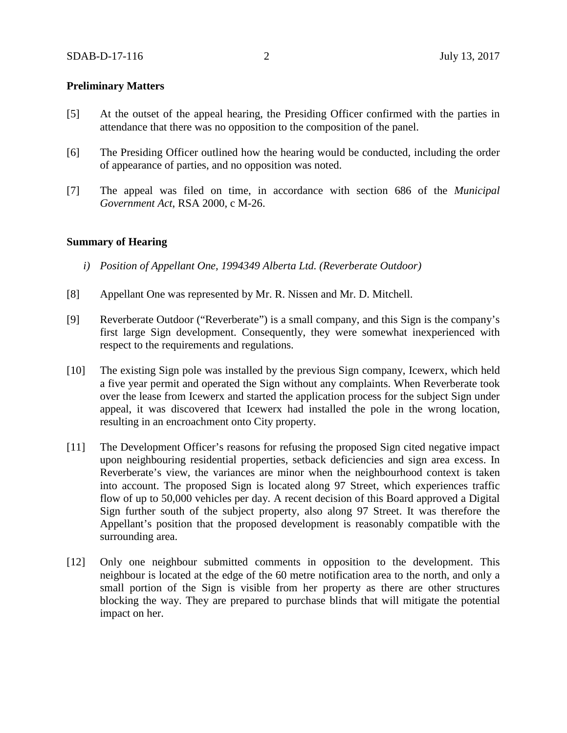**Preliminary Matters**

[5] At the outset of the appeal hearing, the Presiding Officer confirmed with the parties in attendance that there was no opposition to the composition of the panel.

[6] The Presiding Officer outlined how the hearing would be conducted, including the order of appearance of parties, and no opposition was noted.

[7] The appeal was filed on time, in accordance with section 686 of the *Municipal Government Act*, RSA 2000, c M-26.

**Summary of Hearing**

*i) Position of Appellant One, 1994349 Alberta Ltd. (Reverberate Outdoor)*

[8] Appellant One was represented by Mr. R. Nissen and Mr. D. Mitchell.

[9] Reverberate Outdoor ("Reverberate") is a small company, and this Sign is the company's first large Sign development. Consequently, they were somewhat inexperienced with respect to the requirements and regulations.

[10] The existing Sign pole was installed by the previous Sign company, Icewerx, which held a five year permit and operated the Sign without any complaints. When Reverberate took over the lease from Icewerx and started the application process for the subject Sign under appeal, it was discovered that Icewerx had installed the pole in the wrong location, resulting in an encroachment onto City property.

[11] The Development Officer's reasons for refusing the proposed Sign cited negative impact upon neighbouring residential properties, setback deficiencies and sign area excess. In Reverberate's view, the variances are minor when the neighbourhood context is taken into account. The proposed Sign is located along 97 Street, which experiences traffic flow of up to 50,000 vehicles per day. A recent decision of this Board approved a Digital Sign further south of the subject property, also along 97 Street. It was therefore the Appellant's position that the proposed development is reasonably compatible with the surrounding area.

[12] Only one neighbour submitted comments in opposition to the development. This neighbour is located at the edge of the 60 metre notification area to the north, and only a small portion of the Sign is visible from her property as there are other structures blocking the way. They are prepared to purchase blinds that will mitigate the potential impact on her.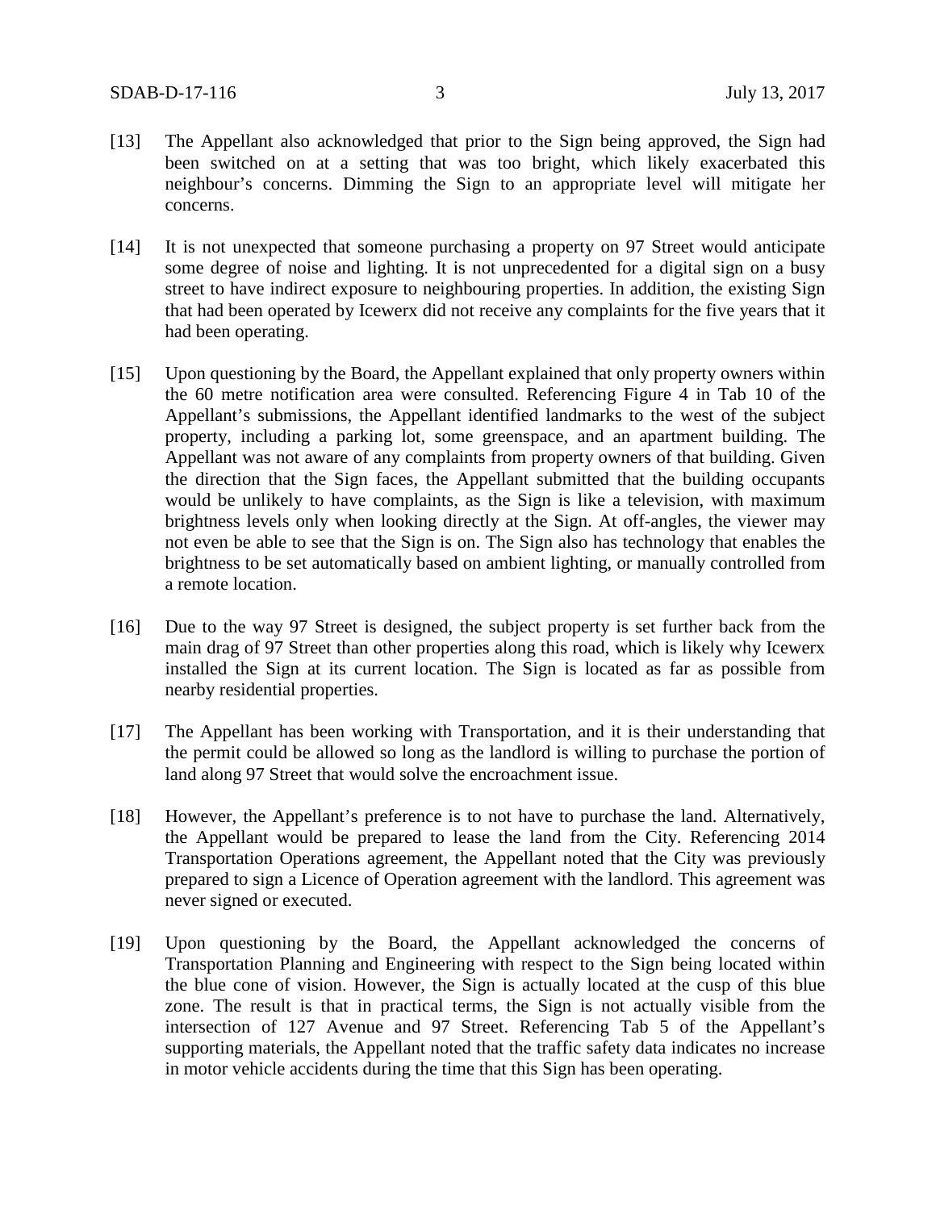[13] The Appellant also acknowledged that prior to the Sign being approved, the Sign had been switched on at a setting that was too bright, which likely exacerbated this neighbour's concerns. Dimming the Sign to an appropriate level will mitigate her concerns.

[14] It is not unexpected that someone purchasing a property on 97 Street would anticipate some degree of noise and lighting. It is not unprecedented for a digital sign on a busy street to have indirect exposure to neighbouring properties. In addition, the existing Sign that had been operated by Icewerx did not receive any complaints for the five years that it had been operating.

[15] Upon questioning by the Board, the Appellant explained that only property owners within the 60 metre notification area were consulted. Referencing Figure 4 in Tab 10 of the Appellant's submissions, the Appellant identified landmarks to the west of the subject property, including a parking lot, some greenspace, and an apartment building. The Appellant was not aware of any complaints from property owners of that building. Given the direction that the Sign faces, the Appellant submitted that the building occupants would be unlikely to have complaints, as the Sign is like a television, with maximum brightness levels only when looking directly at the Sign. At off-angles, the viewer may not even be able to see that the Sign is on. The Sign also has technology that enables the brightness to be set automatically based on ambient lighting, or manually controlled from a remote location.

[16] Due to the way 97 Street is designed, the subject property is set further back from the main drag of 97 Street than other properties along this road, which is likely why Icewerx installed the Sign at its current location. The Sign is located as far as possible from nearby residential properties.

[17] The Appellant has been working with Transportation, and it is their understanding that the permit could be allowed so long as the landlord is willing to purchase the portion of land along 97 Street that would solve the encroachment issue.

[18] However, the Appellant's preference is to not have to purchase the land. Alternatively, the Appellant would be prepared to lease the land from the City. Referencing 2014 Transportation Operations agreement, the Appellant noted that the City was previously prepared to sign a Licence of Operation agreement with the landlord. This agreement was never signed or executed.

[19] Upon questioning by the Board, the Appellant acknowledged the concerns of Transportation Planning and Engineering with respect to the Sign being located within the blue cone of vision. However, the Sign is actually located at the cusp of this blue zone. The result is that in practical terms, the Sign is not actually visible from the intersection of 127 Avenue and 97 Street. Referencing Tab 5 of the Appellant's supporting materials, the Appellant noted that the traffic safety data indicates no increase in motor vehicle accidents during the time that this Sign has been operating.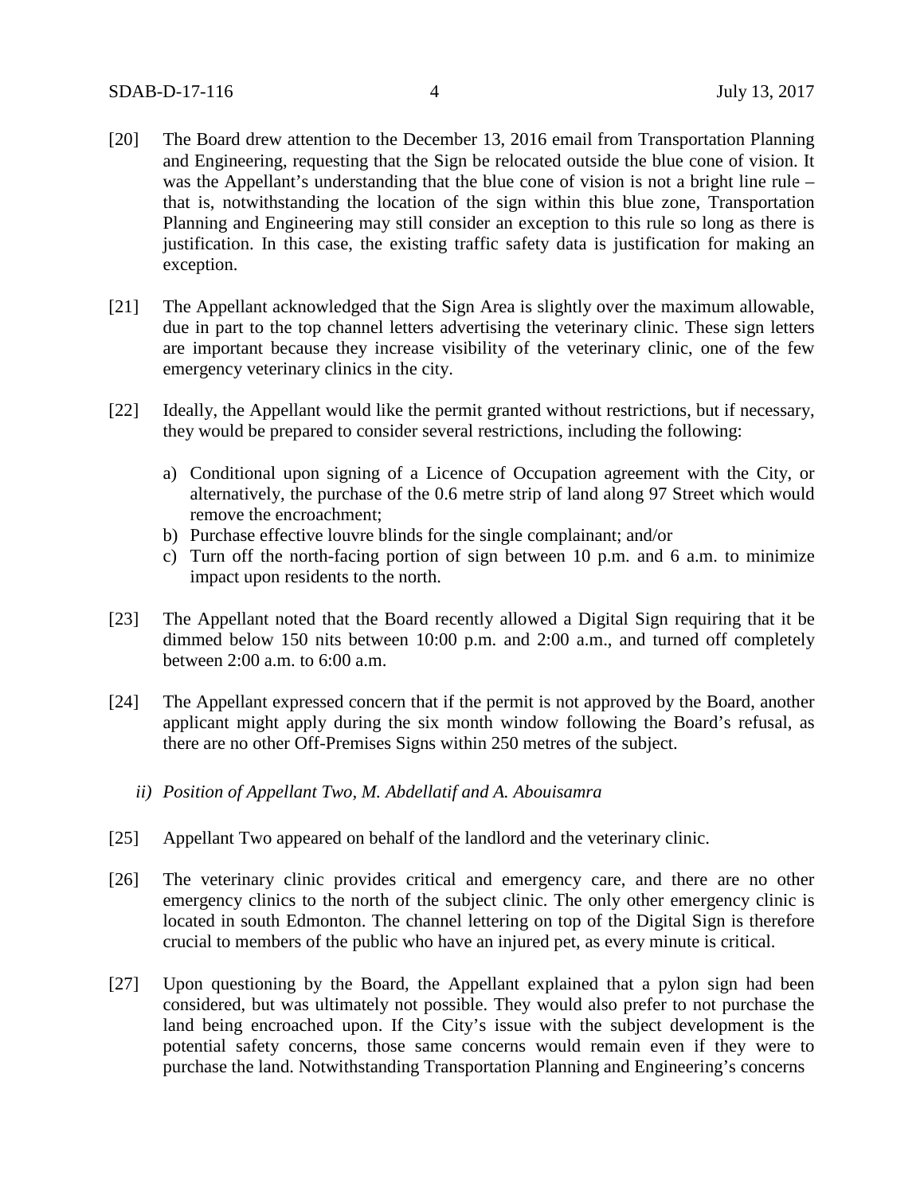[20] The Board drew attention to the December 13, 2016 email from Transportation Planning and Engineering, requesting that the Sign be relocated outside the blue cone of vision. It was the Appellant's understanding that the blue cone of vision is not a bright line rule – that is, notwithstanding the location of the sign within this blue zone, Transportation Planning and Engineering may still consider an exception to this rule so long as there is justification. In this case, the existing traffic safety data is justification for making an exception.

[21] The Appellant acknowledged that the Sign Area is slightly over the maximum allowable, due in part to the top channel letters advertising the veterinary clinic. These sign letters are important because they increase visibility of the veterinary clinic, one of the few emergency veterinary clinics in the city.

[22] Ideally, the Appellant would like the permit granted without restrictions, but if necessary, they would be prepared to consider several restrictions, including the following:

a) Conditional upon signing of a Licence of Occupation agreement with the City, or alternatively, the purchase of the 0.6 metre strip of land along 97 Street which would remove the encroachment;
b) Purchase effective louvre blinds for the single complainant; and/or
c) Turn off the north-facing portion of sign between 10 p.m. and 6 a.m. to minimize impact upon residents to the north.

[23] The Appellant noted that the Board recently allowed a Digital Sign requiring that it be dimmed below 150 nits between 10:00 p.m. and 2:00 a.m., and turned off completely between 2:00 a.m. to 6:00 a.m.

[24] The Appellant expressed concern that if the permit is not approved by the Board, another applicant might apply during the six month window following the Board's refusal, as there are no other Off-Premises Signs within 250 metres of the subject.

*ii) Position of Appellant Two, M. Abdellatif and A. Abouisamra*

[25] Appellant Two appeared on behalf of the landlord and the veterinary clinic.

[26] The veterinary clinic provides critical and emergency care, and there are no other emergency clinics to the north of the subject clinic. The only other emergency clinic is located in south Edmonton. The channel lettering on top of the Digital Sign is therefore crucial to members of the public who have an injured pet, as every minute is critical.

[27] Upon questioning by the Board, the Appellant explained that a pylon sign had been considered, but was ultimately not possible. They would also prefer to not purchase the land being encroached upon. If the City's issue with the subject development is the potential safety concerns, those same concerns would remain even if they were to purchase the land. Notwithstanding Transportation Planning and Engineering's concerns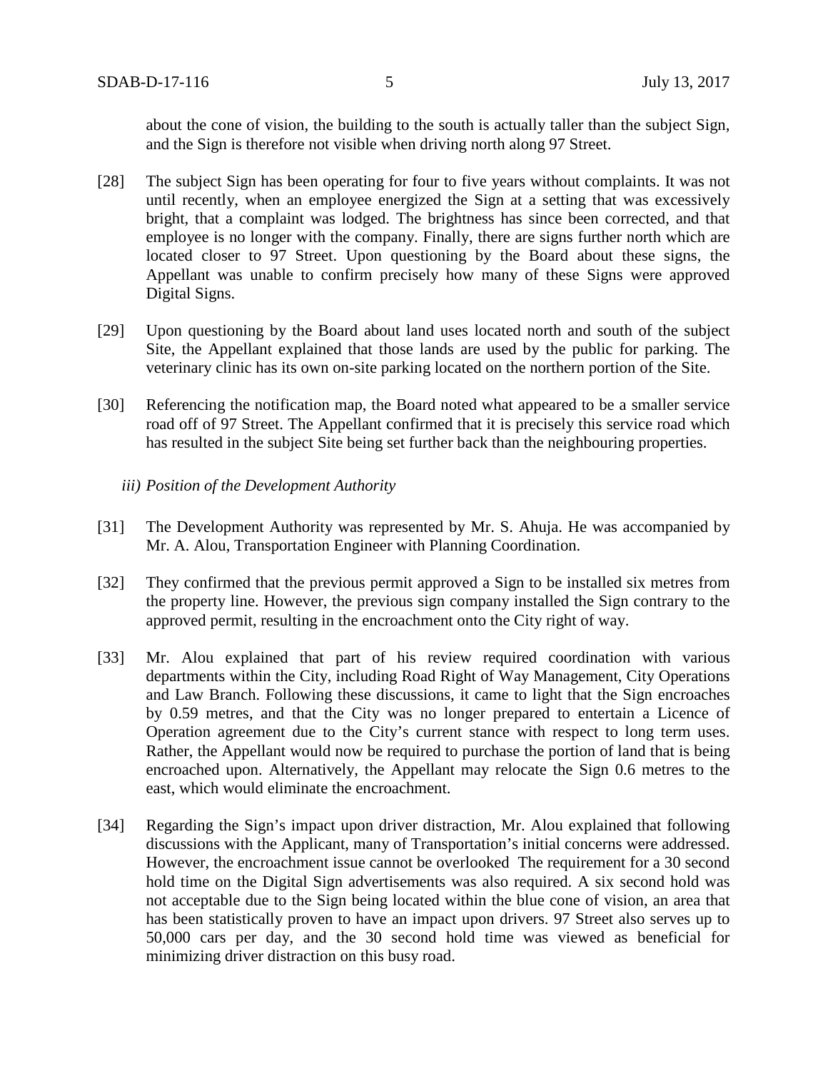about the cone of vision, the building to the south is actually taller than the subject Sign, and the Sign is therefore not visible when driving north along 97 Street.

[28] The subject Sign has been operating for four to five years without complaints. It was not until recently, when an employee energized the Sign at a setting that was excessively bright, that a complaint was lodged. The brightness has since been corrected, and that employee is no longer with the company. Finally, there are signs further north which are located closer to 97 Street. Upon questioning by the Board about these signs, the Appellant was unable to confirm precisely how many of these Signs were approved Digital Signs.

[29] Upon questioning by the Board about land uses located north and south of the subject Site, the Appellant explained that those lands are used by the public for parking. The veterinary clinic has its own on-site parking located on the northern portion of the Site.

[30] Referencing the notification map, the Board noted what appeared to be a smaller service road off of 97 Street. The Appellant confirmed that it is precisely this service road which has resulted in the subject Site being set further back than the neighbouring properties.

*iii) Position of the Development Authority*

[31] The Development Authority was represented by Mr. S. Ahuja. He was accompanied by Mr. A. Alou, Transportation Engineer with Planning Coordination.

[32] They confirmed that the previous permit approved a Sign to be installed six metres from the property line. However, the previous sign company installed the Sign contrary to the approved permit, resulting in the encroachment onto the City right of way.

[33] Mr. Alou explained that part of his review required coordination with various departments within the City, including Road Right of Way Management, City Operations and Law Branch. Following these discussions, it came to light that the Sign encroaches by 0.59 metres, and that the City was no longer prepared to entertain a Licence of Operation agreement due to the City's current stance with respect to long term uses. Rather, the Appellant would now be required to purchase the portion of land that is being encroached upon. Alternatively, the Appellant may relocate the Sign 0.6 metres to the east, which would eliminate the encroachment.

[34] Regarding the Sign's impact upon driver distraction, Mr. Alou explained that following discussions with the Applicant, many of Transportation's initial concerns were addressed. However, the encroachment issue cannot be overlooked The requirement for a 30 second hold time on the Digital Sign advertisements was also required. A six second hold was not acceptable due to the Sign being located within the blue cone of vision, an area that has been statistically proven to have an impact upon drivers. 97 Street also serves up to 50,000 cars per day, and the 30 second hold time was viewed as beneficial for minimizing driver distraction on this busy road.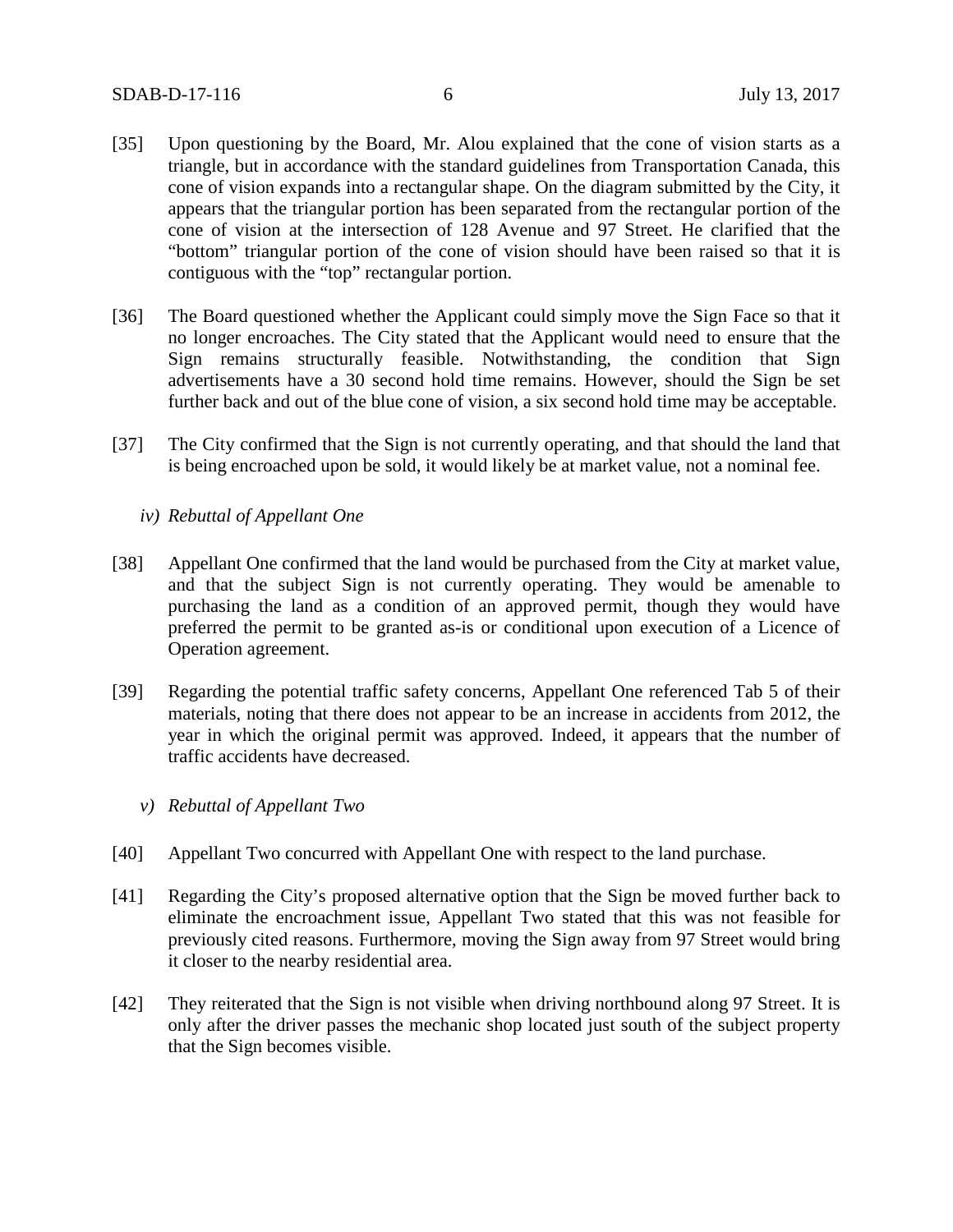[35] Upon questioning by the Board, Mr. Alou explained that the cone of vision starts as a triangle, but in accordance with the standard guidelines from Transportation Canada, this cone of vision expands into a rectangular shape. On the diagram submitted by the City, it appears that the triangular portion has been separated from the rectangular portion of the cone of vision at the intersection of 128 Avenue and 97 Street. He clarified that the "bottom" triangular portion of the cone of vision should have been raised so that it is contiguous with the "top" rectangular portion.

[36] The Board questioned whether the Applicant could simply move the Sign Face so that it no longer encroaches. The City stated that the Applicant would need to ensure that the Sign remains structurally feasible. Notwithstanding, the condition that Sign advertisements have a 30 second hold time remains. However, should the Sign be set further back and out of the blue cone of vision, a six second hold time may be acceptable.

[37] The City confirmed that the Sign is not currently operating, and that should the land that is being encroached upon be sold, it would likely be at market value, not a nominal fee.

*iv) Rebuttal of Appellant One*

[38] Appellant One confirmed that the land would be purchased from the City at market value, and that the subject Sign is not currently operating. They would be amenable to purchasing the land as a condition of an approved permit, though they would have preferred the permit to be granted as-is or conditional upon execution of a Licence of Operation agreement.

[39] Regarding the potential traffic safety concerns, Appellant One referenced Tab 5 of their materials, noting that there does not appear to be an increase in accidents from 2012, the year in which the original permit was approved. Indeed, it appears that the number of traffic accidents have decreased.

*v) Rebuttal of Appellant Two*

[40] Appellant Two concurred with Appellant One with respect to the land purchase.

[41] Regarding the City's proposed alternative option that the Sign be moved further back to eliminate the encroachment issue, Appellant Two stated that this was not feasible for previously cited reasons. Furthermore, moving the Sign away from 97 Street would bring it closer to the nearby residential area.

[42] They reiterated that the Sign is not visible when driving northbound along 97 Street. It is only after the driver passes the mechanic shop located just south of the subject property that the Sign becomes visible.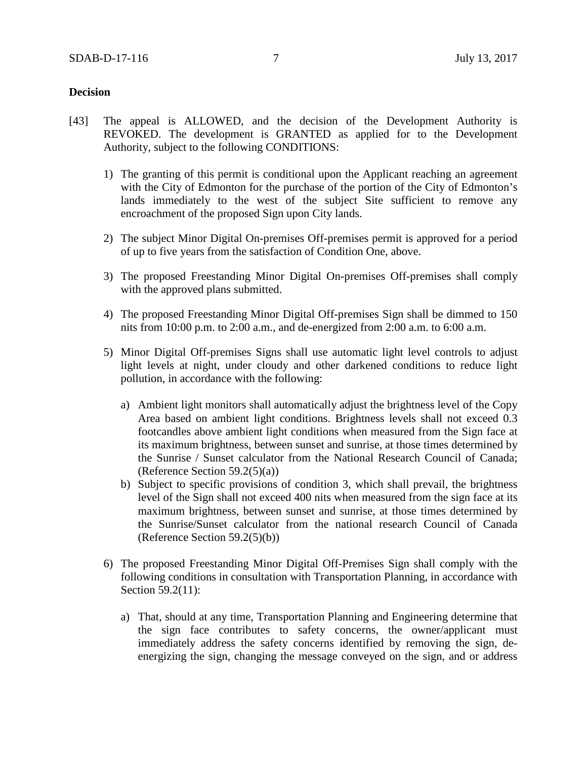## Decision

[43] The appeal is ALLOWED, and the decision of the Development Authority is REVOKED. The development is GRANTED as applied for to the Development Authority, subject to the following CONDITIONS:

1) The granting of this permit is conditional upon the Applicant reaching an agreement with the City of Edmonton for the purchase of the portion of the City of Edmonton's lands immediately to the west of the subject Site sufficient to remove any encroachment of the proposed Sign upon City lands.

2) The subject Minor Digital On-premises Off-premises permit is approved for a period of up to five years from the satisfaction of Condition One, above.

3) The proposed Freestanding Minor Digital On-premises Off-premises shall comply with the approved plans submitted.

4) The proposed Freestanding Minor Digital Off-premises Sign shall be dimmed to 150 nits from 10:00 p.m. to 2:00 a.m., and de-energized from 2:00 a.m. to 6:00 a.m.

5) Minor Digital Off-premises Signs shall use automatic light level controls to adjust light levels at night, under cloudy and other darkened conditions to reduce light pollution, in accordance with the following:

   a) Ambient light monitors shall automatically adjust the brightness level of the Copy Area based on ambient light conditions. Brightness levels shall not exceed 0.3 footcandles above ambient light conditions when measured from the Sign face at its maximum brightness, between sunset and sunrise, at those times determined by the Sunrise / Sunset calculator from the National Research Council of Canada; (Reference Section 59.2(5)(a))

   b) Subject to specific provisions of condition 3, which shall prevail, the brightness level of the Sign shall not exceed 400 nits when measured from the sign face at its maximum brightness, between sunset and sunrise, at those times determined by the Sunrise/Sunset calculator from the national research Council of Canada (Reference Section 59.2(5)(b))

6) The proposed Freestanding Minor Digital Off-Premises Sign shall comply with the following conditions in consultation with Transportation Planning, in accordance with Section 59.2(11):

   a) That, should at any time, Transportation Planning and Engineering determine that the sign face contributes to safety concerns, the owner/applicant must immediately address the safety concerns identified by removing the sign, de-energizing the sign, changing the message conveyed on the sign, and or address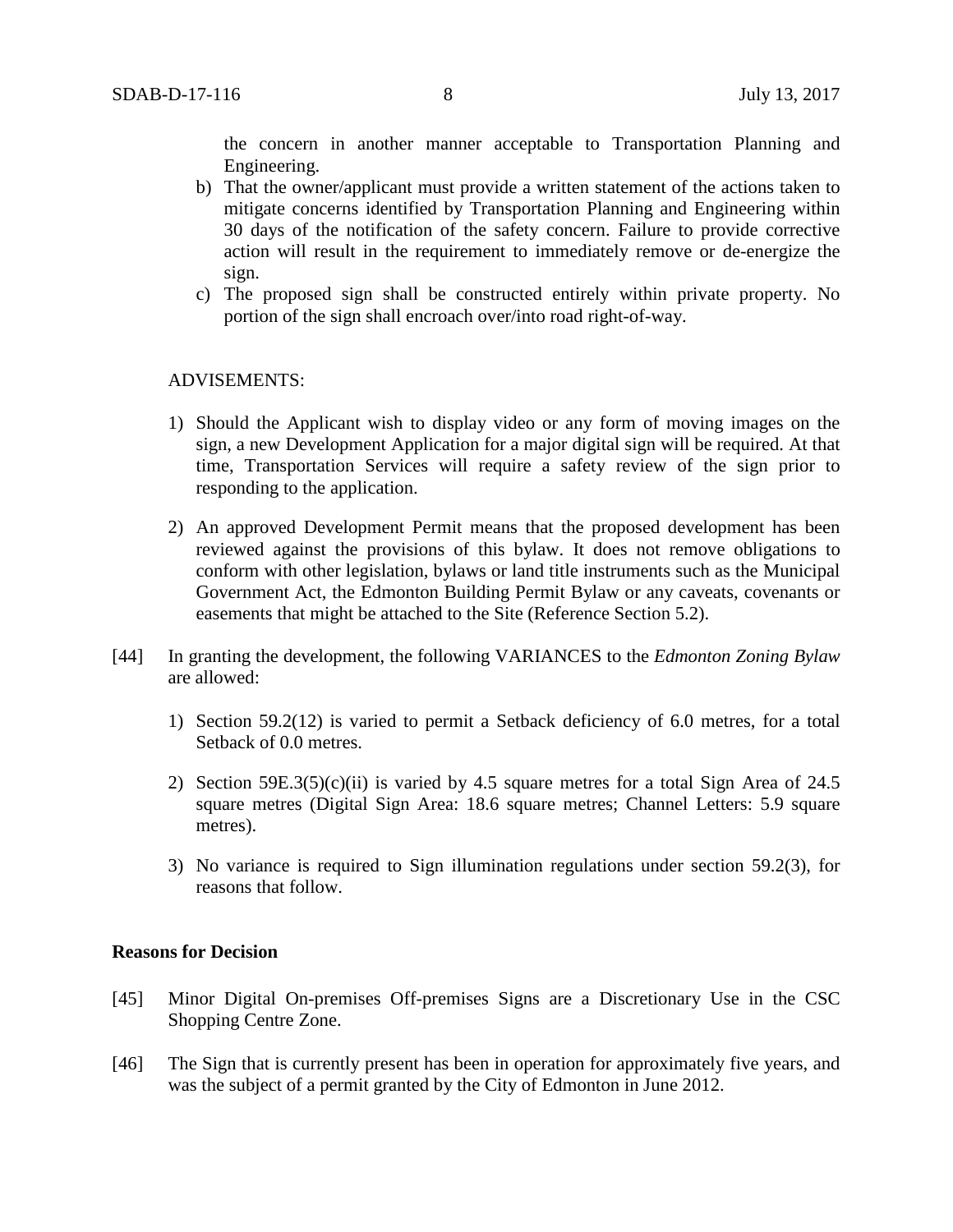the concern in another manner acceptable to Transportation Planning and Engineering.

b) That the owner/applicant must provide a written statement of the actions taken to mitigate concerns identified by Transportation Planning and Engineering within 30 days of the notification of the safety concern. Failure to provide corrective action will result in the requirement to immediately remove or de-energize the sign.

c) The proposed sign shall be constructed entirely within private property. No portion of the sign shall encroach over/into road right-of-way.

ADVISEMENTS:

1) Should the Applicant wish to display video or any form of moving images on the sign, a new Development Application for a major digital sign will be required. At that time, Transportation Services will require a safety review of the sign prior to responding to the application.

2) An approved Development Permit means that the proposed development has been reviewed against the provisions of this bylaw. It does not remove obligations to conform with other legislation, bylaws or land title instruments such as the Municipal Government Act, the Edmonton Building Permit Bylaw or any caveats, covenants or easements that might be attached to the Site (Reference Section 5.2).

[44] In granting the development, the following VARIANCES to the *Edmonton Zoning Bylaw* are allowed:

1) Section 59.2(12) is varied to permit a Setback deficiency of 6.0 metres, for a total Setback of 0.0 metres.

2) Section 59E.3(5)(c)(ii) is varied by 4.5 square metres for a total Sign Area of 24.5 square metres (Digital Sign Area: 18.6 square metres; Channel Letters: 5.9 square metres).

3) No variance is required to Sign illumination regulations under section 59.2(3), for reasons that follow.

**Reasons for Decision**

[45] Minor Digital On-premises Off-premises Signs are a Discretionary Use in the CSC Shopping Centre Zone.

[46] The Sign that is currently present has been in operation for approximately five years, and was the subject of a permit granted by the City of Edmonton in June 2012.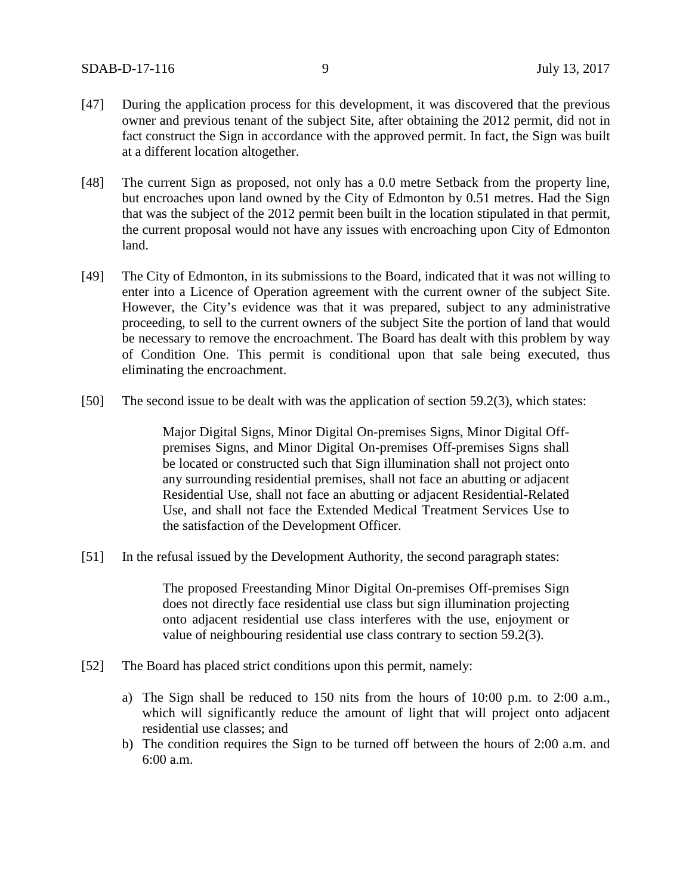[47] During the application process for this development, it was discovered that the previous owner and previous tenant of the subject Site, after obtaining the 2012 permit, did not in fact construct the Sign in accordance with the approved permit. In fact, the Sign was built at a different location altogether.

[48] The current Sign as proposed, not only has a 0.0 metre Setback from the property line, but encroaches upon land owned by the City of Edmonton by 0.51 metres. Had the Sign that was the subject of the 2012 permit been built in the location stipulated in that permit, the current proposal would not have any issues with encroaching upon City of Edmonton land.

[49] The City of Edmonton, in its submissions to the Board, indicated that it was not willing to enter into a Licence of Operation agreement with the current owner of the subject Site. However, the City's evidence was that it was prepared, subject to any administrative proceeding, to sell to the current owners of the subject Site the portion of land that would be necessary to remove the encroachment. The Board has dealt with this problem by way of Condition One. This permit is conditional upon that sale being executed, thus eliminating the encroachment.

[50] The second issue to be dealt with was the application of section 59.2(3), which states:

> Major Digital Signs, Minor Digital On-premises Signs, Minor Digital Off-premises Signs, and Minor Digital On-premises Off-premises Signs shall be located or constructed such that Sign illumination shall not project onto any surrounding residential premises, shall not face an abutting or adjacent Residential Use, shall not face an abutting or adjacent Residential-Related Use, and shall not face the Extended Medical Treatment Services Use to the satisfaction of the Development Officer.

[51] In the refusal issued by the Development Authority, the second paragraph states:

> The proposed Freestanding Minor Digital On-premises Off-premises Sign does not directly face residential use class but sign illumination projecting onto adjacent residential use class interferes with the use, enjoyment or value of neighbouring residential use class contrary to section 59.2(3).

[52] The Board has placed strict conditions upon this permit, namely:

a) The Sign shall be reduced to 150 nits from the hours of 10:00 p.m. to 2:00 a.m., which will significantly reduce the amount of light that will project onto adjacent residential use classes; and

b) The condition requires the Sign to be turned off between the hours of 2:00 a.m. and 6:00 a.m.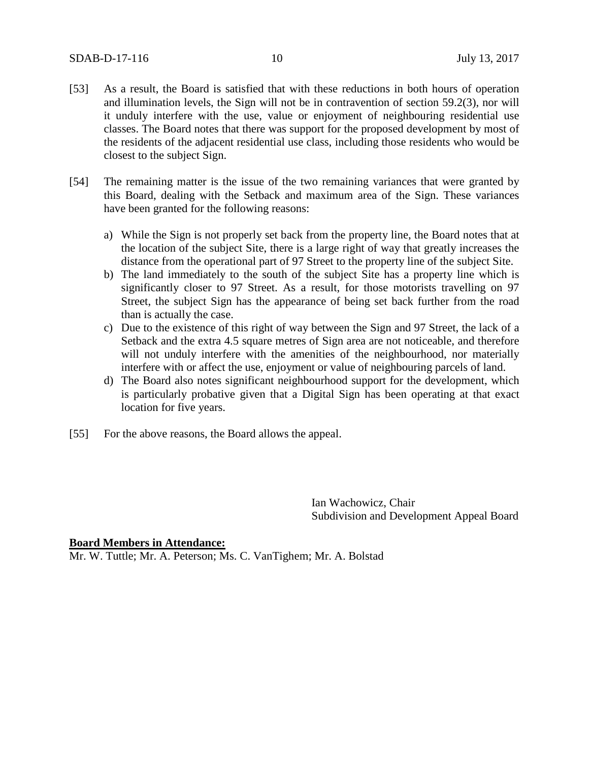[53] As a result, the Board is satisfied that with these reductions in both hours of operation and illumination levels, the Sign will not be in contravention of section 59.2(3), nor will it unduly interfere with the use, value or enjoyment of neighbouring residential use classes. The Board notes that there was support for the proposed development by most of the residents of the adjacent residential use class, including those residents who would be closest to the subject Sign.

[54] The remaining matter is the issue of the two remaining variances that were granted by this Board, dealing with the Setback and maximum area of the Sign. These variances have been granted for the following reasons:

a) While the Sign is not properly set back from the property line, the Board notes that at the location of the subject Site, there is a large right of way that greatly increases the distance from the operational part of 97 Street to the property line of the subject Site.
b) The land immediately to the south of the subject Site has a property line which is significantly closer to 97 Street. As a result, for those motorists travelling on 97 Street, the subject Sign has the appearance of being set back further from the road than is actually the case.
c) Due to the existence of this right of way between the Sign and 97 Street, the lack of a Setback and the extra 4.5 square metres of Sign area are not noticeable, and therefore will not unduly interfere with the amenities of the neighbourhood, nor materially interfere with or affect the use, enjoyment or value of neighbouring parcels of land.
d) The Board also notes significant neighbourhood support for the development, which is particularly probative given that a Digital Sign has been operating at that exact location for five years.

[55] For the above reasons, the Board allows the appeal.

Ian Wachowicz, Chair
Subdivision and Development Appeal Board

**Board Members in Attendance:**
Mr. W. Tuttle; Mr. A. Peterson; Ms. C. VanTighem; Mr. A. Bolstad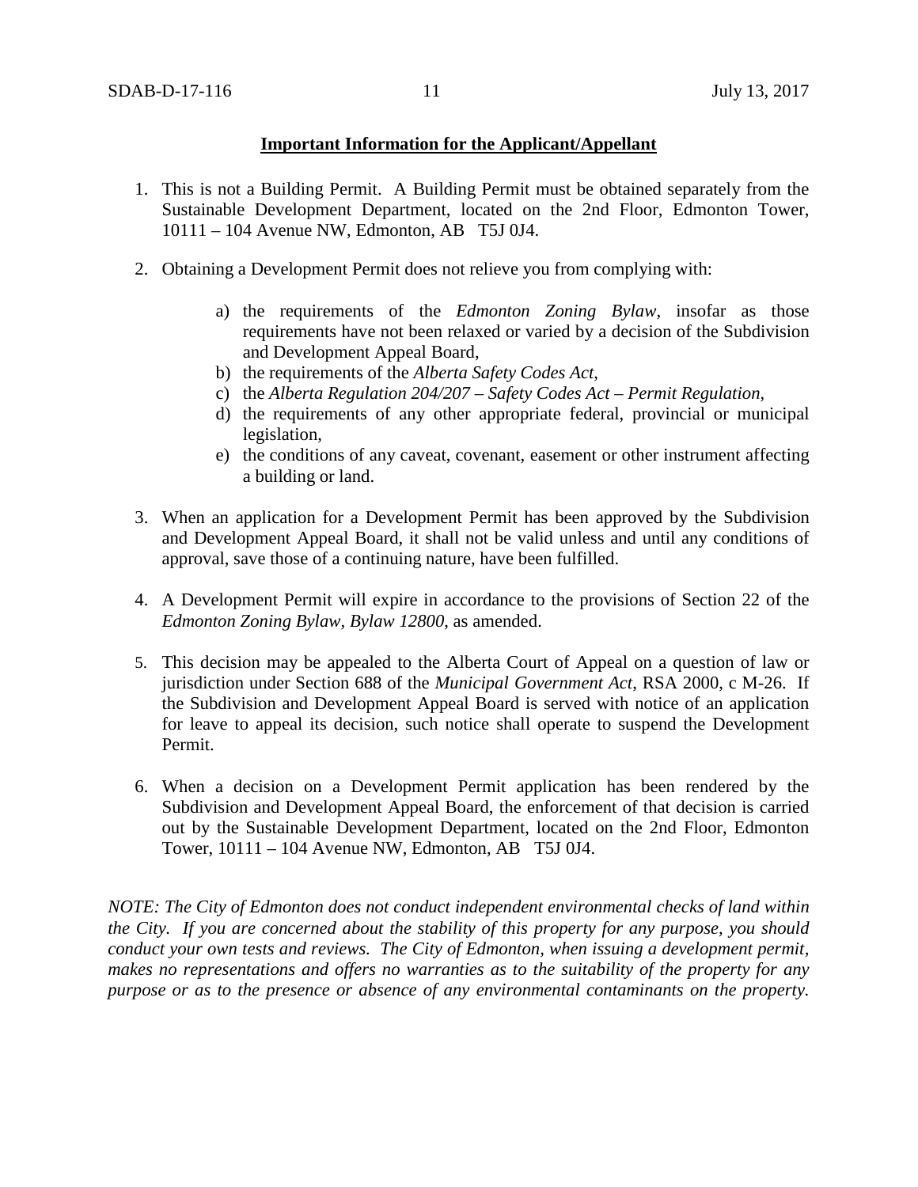**Important Information for the Applicant/Appellant**

1. This is not a Building Permit. A Building Permit must be obtained separately from the Sustainable Development Department, located on the 2nd Floor, Edmonton Tower, 10111 – 104 Avenue NW, Edmonton, AB T5J 0J4.

2. Obtaining a Development Permit does not relieve you from complying with:

    a) the requirements of the *Edmonton Zoning Bylaw*, insofar as those requirements have not been relaxed or varied by a decision of the Subdivision and Development Appeal Board,
    b) the requirements of the *Alberta Safety Codes Act*,
    c) the *Alberta Regulation 204/207 – Safety Codes Act – Permit Regulation*,
    d) the requirements of any other appropriate federal, provincial or municipal legislation,
    e) the conditions of any caveat, covenant, easement or other instrument affecting a building or land.

3. When an application for a Development Permit has been approved by the Subdivision and Development Appeal Board, it shall not be valid unless and until any conditions of approval, save those of a continuing nature, have been fulfilled.

4. A Development Permit will expire in accordance to the provisions of Section 22 of the *Edmonton Zoning Bylaw, Bylaw 12800*, as amended.

5. This decision may be appealed to the Alberta Court of Appeal on a question of law or jurisdiction under Section 688 of the *Municipal Government Act*, RSA 2000, c M-26. If the Subdivision and Development Appeal Board is served with notice of an application for leave to appeal its decision, such notice shall operate to suspend the Development Permit.

6. When a decision on a Development Permit application has been rendered by the Subdivision and Development Appeal Board, the enforcement of that decision is carried out by the Sustainable Development Department, located on the 2nd Floor, Edmonton Tower, 10111 – 104 Avenue NW, Edmonton, AB T5J 0J4.

*NOTE: The City of Edmonton does not conduct independent environmental checks of land within the City. If you are concerned about the stability of this property for any purpose, you should conduct your own tests and reviews. The City of Edmonton, when issuing a development permit, makes no representations and offers no warranties as to the suitability of the property for any purpose or as to the presence or absence of any environmental contaminants on the property.*